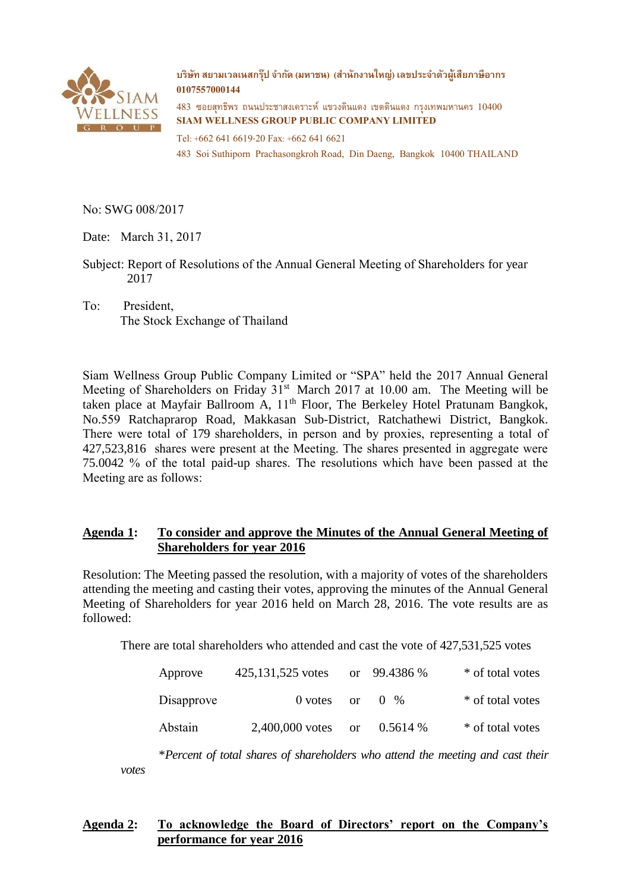บริษัท สยามเวลเนสกรุ๊ป จำกัด (มหาชน) (สำนักงานใหญ่) เลขประจำตัวผู้เสียภาษีอากร 0107557000144

483 ซอยสุทธิพร ถนนประชาสงเคราะห์ แขวงดินแดง เขตดินแดง กรุงเทพมหานคร 10400

**SIAM WELLNESS GROUP PUBLIC COMPANY LIMITED**

Tel: +662 641 6619-20 Fax: +662 641 6621

483 Soi Suthiporn Prachasongkroh Road, Din Daeng, Bangkok 10400 THAILAND

No: SWG 008/2017

Date: March 31, 2017

Subject: Report of Resolutions of the Annual General Meeting of Shareholders for year 2017

To: President,
The Stock Exchange of Thailand

Siam Wellness Group Public Company Limited or "SPA" held the 2017 Annual General Meeting of Shareholders on Friday 31st March 2017 at 10.00 am. The Meeting will be taken place at Mayfair Ballroom A, 11th Floor, The Berkeley Hotel Pratunam Bangkok, No.559 Ratchaprarop Road, Makkasan Sub-District, Ratchathewi District, Bangkok. There were total of 179 shareholders, in person and by proxies, representing a total of 427,523,816 shares were present at the Meeting. The shares presented in aggregate were 75.0042 % of the total paid-up shares. The resolutions which have been passed at the Meeting are as follows:

**Agenda 1: To consider and approve the Minutes of the Annual General Meeting of Shareholders for year 2016**

Resolution: The Meeting passed the resolution, with a majority of votes of the shareholders attending the meeting and casting their votes, approving the minutes of the Annual General Meeting of Shareholders for year 2016 held on March 28, 2016. The vote results are as followed:

There are total shareholders who attended and cast the vote of 427,531,525 votes

| | | | | |
|---|---|---|---|---|
| Approve | 425,131,525 votes | or | 99.4386 % | * of total votes |
| Disapprove | 0 votes | or | 0 % | * of total votes |
| Abstain | 2,400,000 votes | or | 0.5614 % | * of total votes |

*\*Percent of total shares of shareholders who attend the meeting and cast their votes*

**Agenda 2: To acknowledge the Board of Directors' report on the Company's performance for year 2016**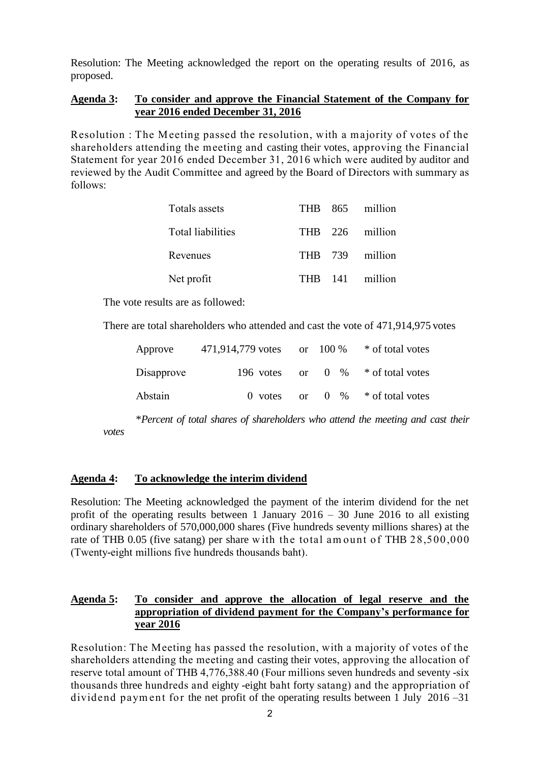Resolution: The Meeting acknowledged the report on the operating results of 2016, as proposed.

**Agenda 3: To consider and approve the Financial Statement of the Company for year 2016 ended December 31, 2016**

Resolution : The Meeting passed the resolution, with a majority of votes of the shareholders attending the meeting and casting their votes, approving the Financial Statement for year 2016 ended December 31, 2016 which were audited by auditor and reviewed by the Audit Committee and agreed by the Board of Directors with summary as follows:

| | | | |
|---|---|---|---|
| Totals assets | THB | 865 | million |
| Total liabilities | THB | 226 | million |
| Revenues | THB | 739 | million |
| Net profit | THB | 141 | million |

The vote results are as followed:

There are total shareholders who attended and cast the vote of 471,914,975 votes

| | | | | |
|---|---|---|---|---|
| Approve | 471,914,779 votes | or | 100 % | * of total votes |
| Disapprove | 196 votes | or | 0 % | * of total votes |
| Abstain | 0 votes | or | 0 % | * of total votes |

**Percent of total shares of shareholders who attend the meeting and cast their votes*

**Agenda 4: To acknowledge the interim dividend**

Resolution: The Meeting acknowledged the payment of the interim dividend for the net profit of the operating results between 1 January 2016 – 30 June 2016 to all existing ordinary shareholders of 570,000,000 shares (Five hundreds seventy millions shares) at the rate of THB 0.05 (five satang) per share with the total amount of THB 28,500,000 (Twenty-eight millions five hundreds thousands baht).

**Agenda 5: To consider and approve the allocation of legal reserve and the appropriation of dividend payment for the Company's performance for year 2016**

Resolution: The Meeting has passed the resolution, with a majority of votes of the shareholders attending the meeting and casting their votes, approving the allocation of reserve total amount of THB 4,776,388.40 (Four millions seven hundreds and seventy -six thousands three hundreds and eighty -eight baht forty satang) and the appropriation of dividend payment for the net profit of the operating results between 1 July 2016 –31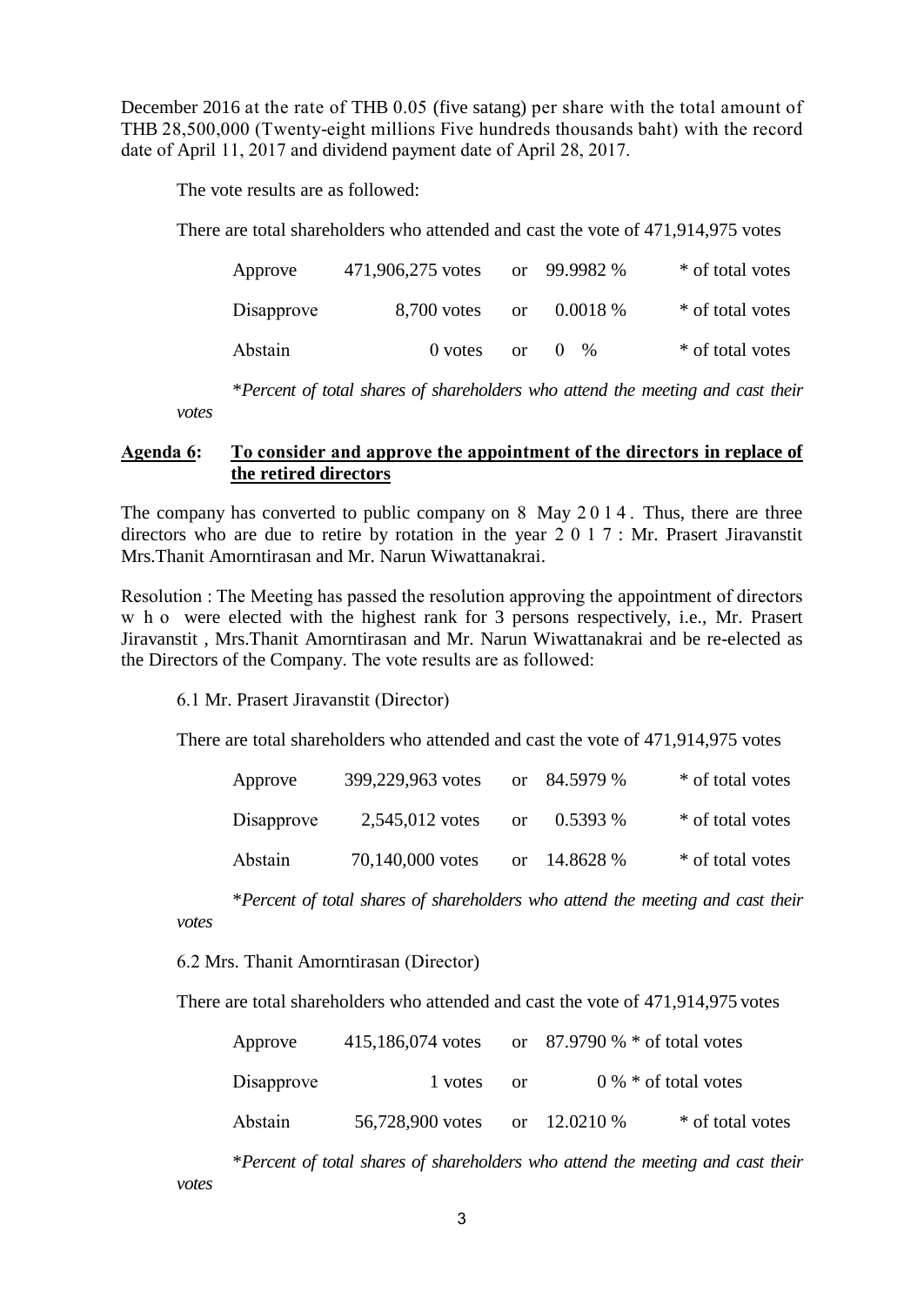December 2016 at the rate of THB 0.05 (five satang) per share with the total amount of THB 28,500,000 (Twenty-eight millions Five hundreds thousands baht) with the record date of April 11, 2017 and dividend payment date of April 28, 2017.

The vote results are as followed:

There are total shareholders who attended and cast the vote of 471,914,975 votes

| | | | | |
|---|---|---|---|---|
| Approve | 471,906,275 votes | or | 99.9982 % | * of total votes |
| Disapprove | 8,700 votes | or | 0.0018 % | * of total votes |
| Abstain | 0 votes | or | 0 % | * of total votes |

**Percent of total shares of shareholders who attend the meeting and cast their votes*

**Agenda 6: To consider and approve the appointment of the directors in replace of the retired directors**

The company has converted to public company on 8 May 2014. Thus, there are three directors who are due to retire by rotation in the year 2017 : Mr. Prasert Jiravanstit Mrs.Thanit Amorntirasan and Mr. Narun Wiwattanakrai.

Resolution : The Meeting has passed the resolution approving the appointment of directors who were elected with the highest rank for 3 persons respectively, i.e., Mr. Prasert Jiravanstit , Mrs.Thanit Amorntirasan and Mr. Narun Wiwattanakrai and be re-elected as the Directors of the Company. The vote results are as followed:

6.1 Mr. Prasert Jiravanstit (Director)

There are total shareholders who attended and cast the vote of 471,914,975 votes

| | | | | |
|---|---|---|---|---|
| Approve | 399,229,963 votes | or | 84.5979 % | * of total votes |
| Disapprove | 2,545,012 votes | or | 0.5393 % | * of total votes |
| Abstain | 70,140,000 votes | or | 14.8628 % | * of total votes |

**Percent of total shares of shareholders who attend the meeting and cast their votes*

6.2 Mrs. Thanit Amorntirasan (Director)

There are total shareholders who attended and cast the vote of 471,914,975 votes

| | | | | |
|---|---|---|---|---|
| Approve | 415,186,074 votes | or | 87.9790 % | * of total votes |
| Disapprove | 1 votes | or | 0 % | * of total votes |
| Abstain | 56,728,900 votes | or | 12.0210 % | * of total votes |

**Percent of total shares of shareholders who attend the meeting and cast their votes*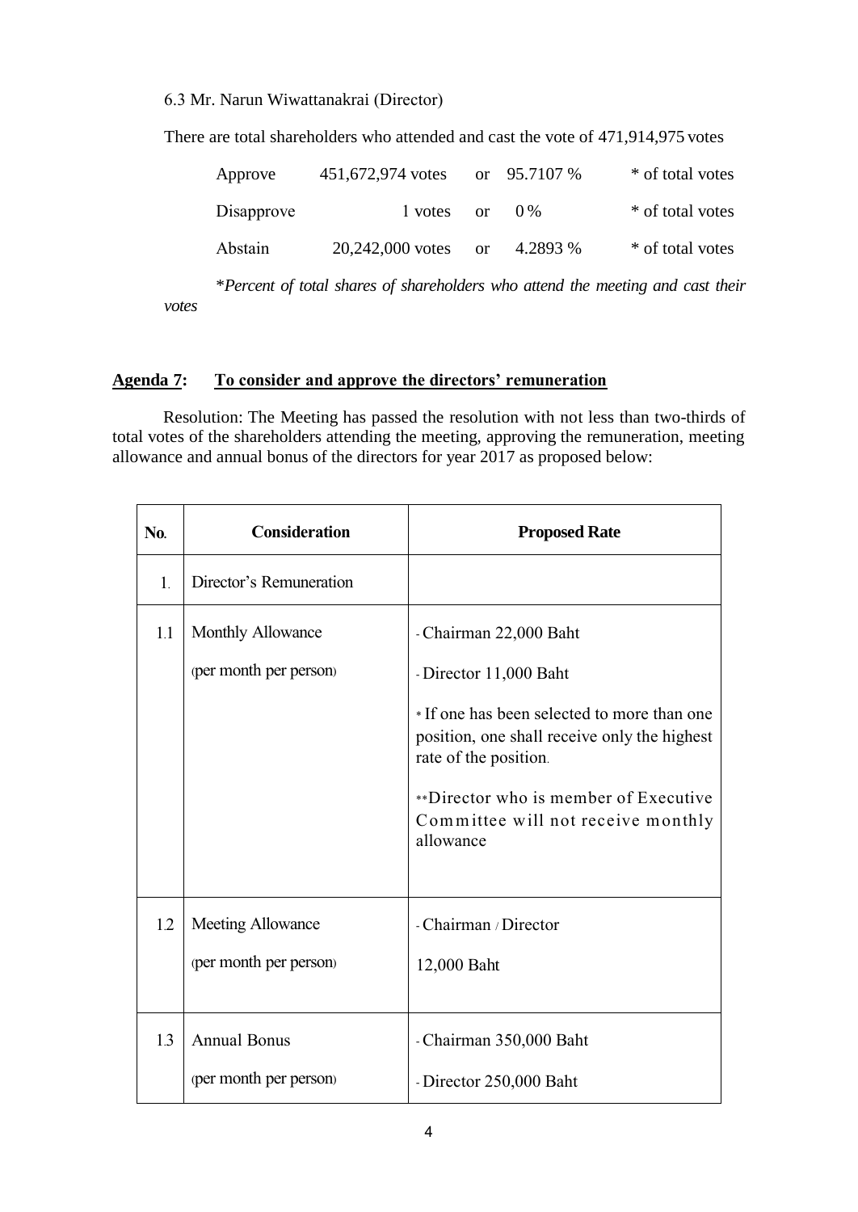6.3 Mr. Narun Wiwattanakrai (Director)

There are total shareholders who attended and cast the vote of 471,914,975 votes

| | | | | |
|---|---|---|---|---|
| Approve | 451,672,974 votes | or | 95.7107 % | * of total votes |
| Disapprove | 1 votes | or | 0 % | * of total votes |
| Abstain | 20,242,000 votes | or | 4.2893 % | * of total votes |

**Percent of total shares of shareholders who attend the meeting and cast their votes*

## **Agenda 7: To consider and approve the directors' remuneration**

Resolution: The Meeting has passed the resolution with not less than two-thirds of total votes of the shareholders attending the meeting, approving the remuneration, meeting allowance and annual bonus of the directors for year 2017 as proposed below:

| No. | Consideration | Proposed Rate |
|---|---|---|
| 1. | Director's Remuneration | |
| 1.1 | Monthly Allowance<br>(per month per person) | - Chairman 22,000 Baht<br>- Director 11,000 Baht<br>* If one has been selected to more than one position, one shall receive only the highest rate of the position.<br>**Director who is member of Executive Committee will not receive monthly allowance |
| 1.2 | Meeting Allowance<br>(per month per person) | - Chairman / Director<br>12,000 Baht |
| 1.3 | Annual Bonus<br>(per month per person) | - Chairman 350,000 Baht<br>- Director 250,000 Baht |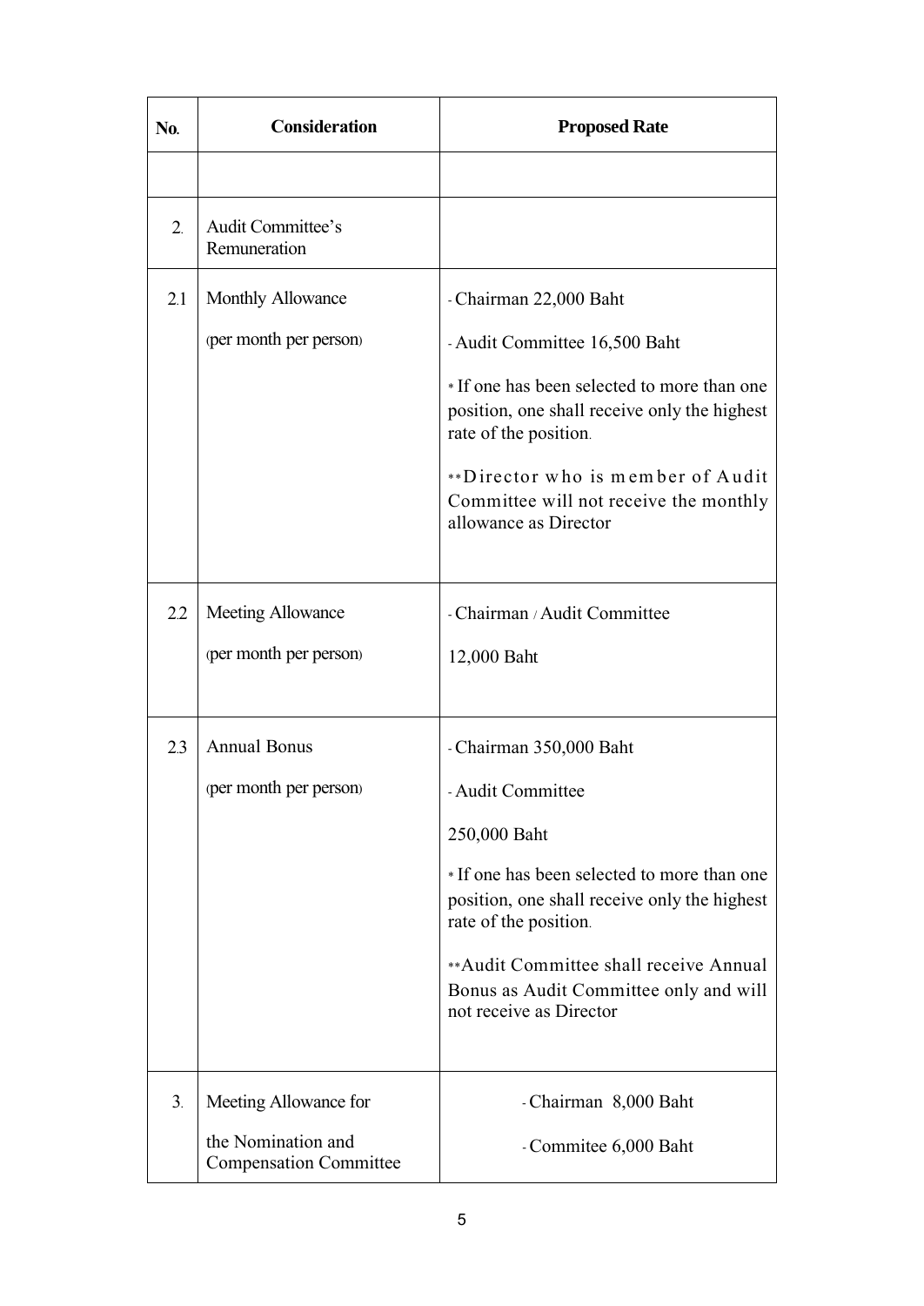| No. | Consideration | Proposed Rate |
|---|---|---|
| | | |
| 2. | Audit Committee's Remuneration | |
| 2.1 | Monthly Allowance<br>(per month per person) | - Chairman 22,000 Baht<br>- Audit Committee 16,500 Baht<br>* If one has been selected to more than one position, one shall receive only the highest rate of the position.<br>**Director who is member of Audit Committee will not receive the monthly allowance as Director |
| 2.2 | Meeting Allowance<br>(per month per person) | - Chairman / Audit Committee<br>12,000 Baht |
| 2.3 | Annual Bonus<br>(per month per person) | - Chairman 350,000 Baht<br>- Audit Committee<br>250,000 Baht<br>* If one has been selected to more than one position, one shall receive only the highest rate of the position.<br>**Audit Committee shall receive Annual Bonus as Audit Committee only and will not receive as Director |
| 3. | Meeting Allowance for<br>the Nomination and Compensation Committee | - Chairman 8,000 Baht<br>- Commitee 6,000 Baht |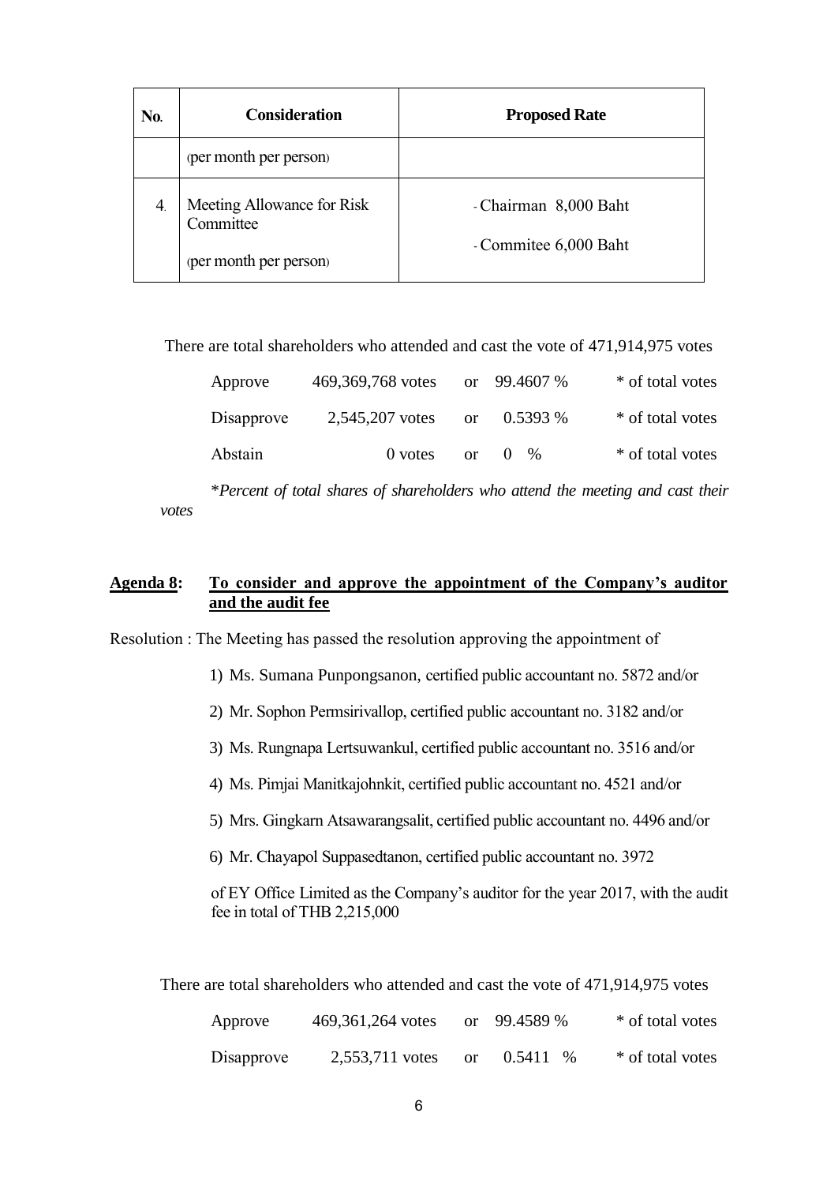| No. | Consideration | Proposed Rate |
|---|---|---|
| | (per month per person) | |
| 4. | Meeting Allowance for Risk Committee<br><br>(per month per person) | - Chairman 8,000 Baht<br><br>- Commitee 6,000 Baht |

There are total shareholders who attended and cast the vote of 471,914,975 votes

| | | | | |
|---|---|---|---|---|
| Approve | 469,369,768 votes | or | 99.4607 % | * of total votes |
| Disapprove | 2,545,207 votes | or | 0.5393 % | * of total votes |
| Abstain | 0 votes | or | 0 % | * of total votes |

**Percent of total shares of shareholders who attend the meeting and cast their votes*

**<u>Agenda 8</u>: <u>To consider and approve the appointment of the Company's auditor and the audit fee</u>**

Resolution : The Meeting has passed the resolution approving the appointment of

1) Ms. Sumana Punpongsanon, certified public accountant no. 5872 and/or
2) Mr. Sophon Permsirivallop, certified public accountant no. 3182 and/or
3) Ms. Rungnapa Lertsuwankul, certified public accountant no. 3516 and/or
4) Ms. Pimjai Manitkajohnkit, certified public accountant no. 4521 and/or
5) Mrs. Gingkarn Atsawarangsalit, certified public accountant no. 4496 and/or
6) Mr. Chayapol Suppasedtanon, certified public accountant no. 3972

of EY Office Limited as the Company's auditor for the year 2017, with the audit fee in total of THB 2,215,000

There are total shareholders who attended and cast the vote of 471,914,975 votes

| | | | | |
|---|---|---|---|---|
| Approve | 469,361,264 votes | or | 99.4589 % | * of total votes |
| Disapprove | 2,553,711 votes | or | 0.5411 % | * of total votes |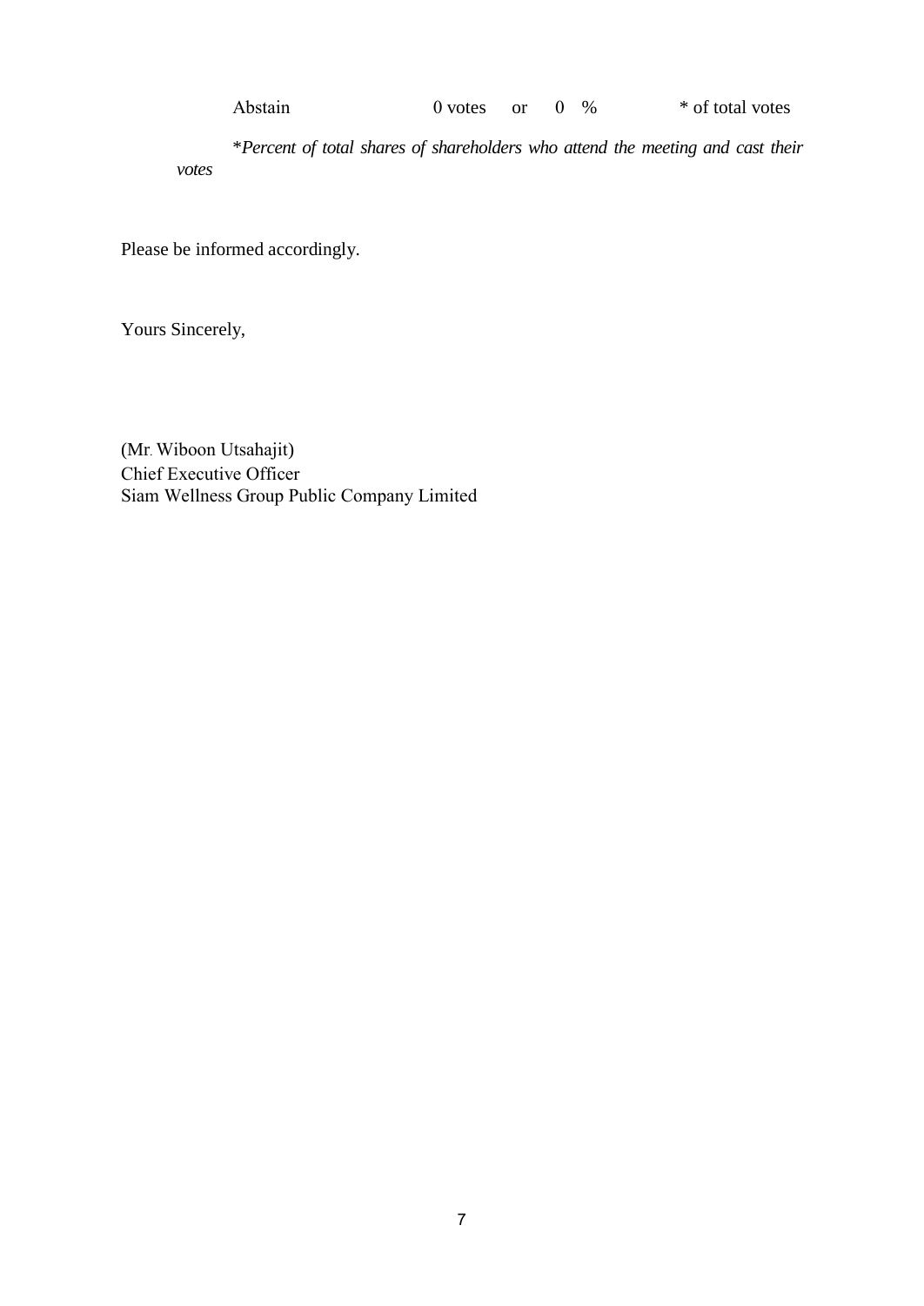Abstain 0 votes or 0 % * of total votes

\**Percent of total shares of shareholders who attend the meeting and cast their votes*

Please be informed accordingly.

Yours Sincerely,

(Mr. Wiboon Utsahajit)
Chief Executive Officer
Siam Wellness Group Public Company Limited